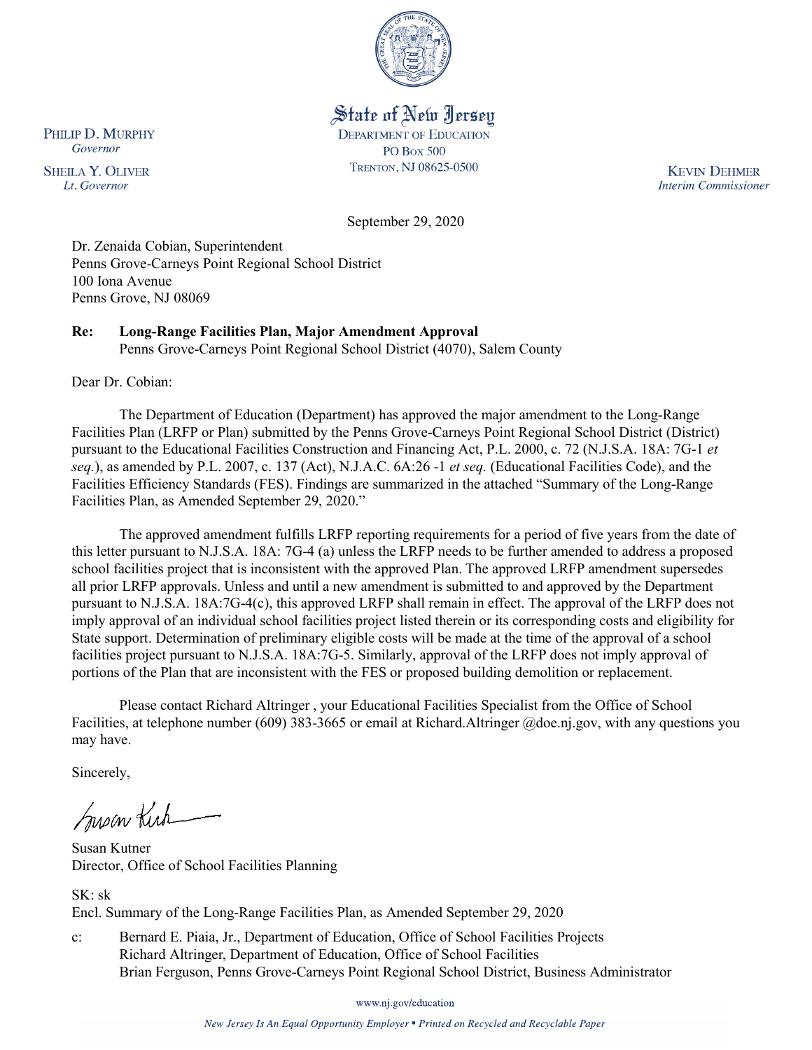PHILIP D. MURPHY
*Governor*

SHEILA Y. OLIVER
*Lt. Governor*

State of New Jersey
DEPARTMENT OF EDUCATION
PO BOX 500
TRENTON, NJ 08625-0500

KEVIN DEHMER
*Interim Commissioner*

September 29, 2020

Dr. Zenaida Cobian, Superintendent
Penns Grove-Carneys Point Regional School District
100 Iona Avenue
Penns Grove, NJ 08069

**Re: Long-Range Facilities Plan, Major Amendment Approval**
Penns Grove-Carneys Point Regional School District (4070), Salem County

Dear Dr. Cobian:

The Department of Education (Department) has approved the major amendment to the Long-Range Facilities Plan (LRFP or Plan) submitted by the Penns Grove-Carneys Point Regional School District (District) pursuant to the Educational Facilities Construction and Financing Act, P.L. 2000, c. 72 (N.J.S.A. 18A: 7G-1 *et seq.*), as amended by P.L. 2007, c. 137 (Act), N.J.A.C. 6A:26 -1 *et seq.* (Educational Facilities Code), and the Facilities Efficiency Standards (FES). Findings are summarized in the attached "Summary of the Long-Range Facilities Plan, as Amended September 29, 2020."

The approved amendment fulfills LRFP reporting requirements for a period of five years from the date of this letter pursuant to N.J.S.A. 18A: 7G-4 (a) unless the LRFP needs to be further amended to address a proposed school facilities project that is inconsistent with the approved Plan. The approved LRFP amendment supersedes all prior LRFP approvals. Unless and until a new amendment is submitted to and approved by the Department pursuant to N.J.S.A. 18A:7G-4(c), this approved LRFP shall remain in effect. The approval of the LRFP does not imply approval of an individual school facilities project listed therein or its corresponding costs and eligibility for State support. Determination of preliminary eligible costs will be made at the time of the approval of a school facilities project pursuant to N.J.S.A. 18A:7G-5. Similarly, approval of the LRFP does not imply approval of portions of the Plan that are inconsistent with the FES or proposed building demolition or replacement.

Please contact Richard Altringer , your Educational Facilities Specialist from the Office of School Facilities, at telephone number (609) 383-3665 or email at Richard.Altringer @doe.nj.gov, with any questions you may have.

Sincerely,

Susan Kutner
Director, Office of School Facilities Planning

SK: sk
Encl. Summary of the Long-Range Facilities Plan, as Amended September 29, 2020

c: Bernard E. Piaia, Jr., Department of Education, Office of School Facilities Projects
Richard Altringer, Department of Education, Office of School Facilities
Brian Ferguson, Penns Grove-Carneys Point Regional School District, Business Administrator

www.nj.gov/education

*New Jersey Is An Equal Opportunity Employer • Printed on Recycled and Recyclable Paper*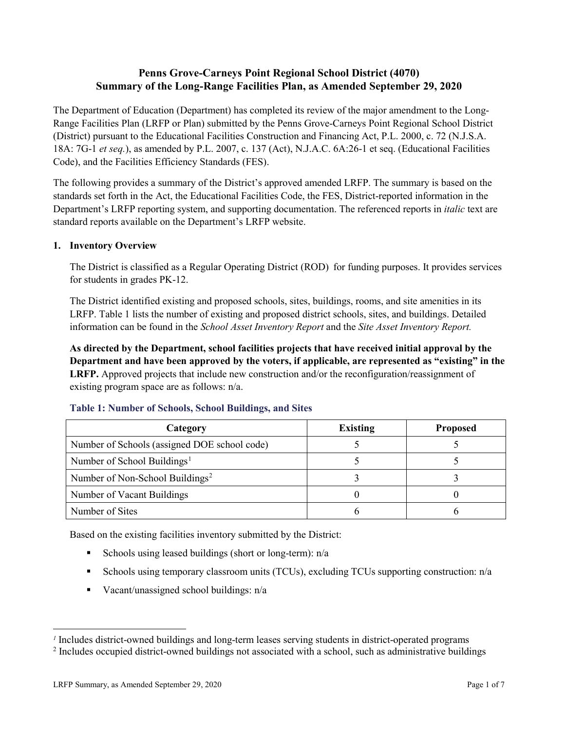# Penns Grove-Carneys Point Regional School District (4070) Summary of the Long-Range Facilities Plan, as Amended September 29, 2020

The Department of Education (Department) has completed its review of the major amendment to the Long-Range Facilities Plan (LRFP or Plan) submitted by the Penns Grove-Carneys Point Regional School District (District) pursuant to the Educational Facilities Construction and Financing Act, P.L. 2000, c. 72 (N.J.S.A. 18A: 7G-1 *et seq.*), as amended by P.L. 2007, c. 137 (Act), N.J.A.C. 6A:26-1 et seq. (Educational Facilities Code), and the Facilities Efficiency Standards (FES).

The following provides a summary of the District's approved amended LRFP. The summary is based on the standards set forth in the Act, the Educational Facilities Code, the FES, District-reported information in the Department's LRFP reporting system, and supporting documentation. The referenced reports in *italic* text are standard reports available on the Department's LRFP website.

## 1. Inventory Overview

The District is classified as a Regular Operating District (ROD) for funding purposes. It provides services for students in grades PK-12.

The District identified existing and proposed schools, sites, buildings, rooms, and site amenities in its LRFP. Table 1 lists the number of existing and proposed district schools, sites, and buildings. Detailed information can be found in the *School Asset Inventory Report* and the *Site Asset Inventory Report.*

**As directed by the Department, school facilities projects that have received initial approval by the Department and have been approved by the voters, if applicable, are represented as "existing" in the LRFP.** Approved projects that include new construction and/or the reconfiguration/reassignment of existing program space are as follows: n/a.

### Table 1: Number of Schools, School Buildings, and Sites

| Category | Existing | Proposed |
|---|---|---|
| Number of Schools (assigned DOE school code) | 5 | 5 |
| Number of School Buildings[1] | 5 | 5 |
| Number of Non-School Buildings[2] | 3 | 3 |
| Number of Vacant Buildings | 0 | 0 |
| Number of Sites | 6 | 6 |

Based on the existing facilities inventory submitted by the District:

- Schools using leased buildings (short or long-term): n/a
- Schools using temporary classroom units (TCUs), excluding TCUs supporting construction: n/a
- Vacant/unassigned school buildings: n/a

[1] Includes district-owned buildings and long-term leases serving students in district-operated programs

[2] Includes occupied district-owned buildings not associated with a school, such as administrative buildings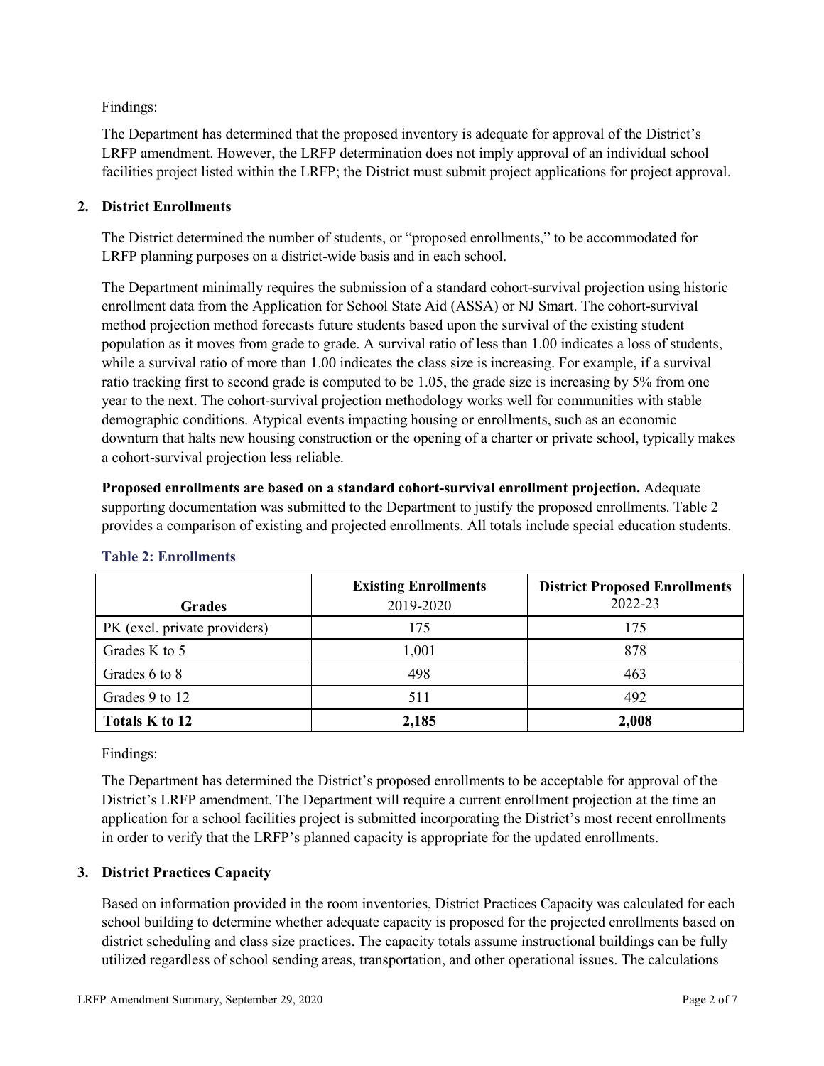Findings:

The Department has determined that the proposed inventory is adequate for approval of the District's LRFP amendment. However, the LRFP determination does not imply approval of an individual school facilities project listed within the LRFP; the District must submit project applications for project approval.

## 2. District Enrollments

The District determined the number of students, or "proposed enrollments," to be accommodated for LRFP planning purposes on a district-wide basis and in each school.

The Department minimally requires the submission of a standard cohort-survival projection using historic enrollment data from the Application for School State Aid (ASSA) or NJ Smart. The cohort-survival method projection method forecasts future students based upon the survival of the existing student population as it moves from grade to grade. A survival ratio of less than 1.00 indicates a loss of students, while a survival ratio of more than 1.00 indicates the class size is increasing. For example, if a survival ratio tracking first to second grade is computed to be 1.05, the grade size is increasing by 5% from one year to the next. The cohort-survival projection methodology works well for communities with stable demographic conditions. Atypical events impacting housing or enrollments, such as an economic downturn that halts new housing construction or the opening of a charter or private school, typically makes a cohort-survival projection less reliable.

**Proposed enrollments are based on a standard cohort-survival enrollment projection.** Adequate supporting documentation was submitted to the Department to justify the proposed enrollments. Table 2 provides a comparison of existing and projected enrollments. All totals include special education students.

### Table 2: Enrollments

| Grades | Existing Enrollments 2019-2020 | District Proposed Enrollments 2022-23 |
|---|---|---|
| PK (excl. private providers) | 175 | 175 |
| Grades K to 5 | 1,001 | 878 |
| Grades 6 to 8 | 498 | 463 |
| Grades 9 to 12 | 511 | 492 |
| **Totals K to 12** | **2,185** | **2,008** |

Findings:

The Department has determined the District's proposed enrollments to be acceptable for approval of the District's LRFP amendment. The Department will require a current enrollment projection at the time an application for a school facilities project is submitted incorporating the District's most recent enrollments in order to verify that the LRFP's planned capacity is appropriate for the updated enrollments.

## 3. District Practices Capacity

Based on information provided in the room inventories, District Practices Capacity was calculated for each school building to determine whether adequate capacity is proposed for the projected enrollments based on district scheduling and class size practices. The capacity totals assume instructional buildings can be fully utilized regardless of school sending areas, transportation, and other operational issues. The calculations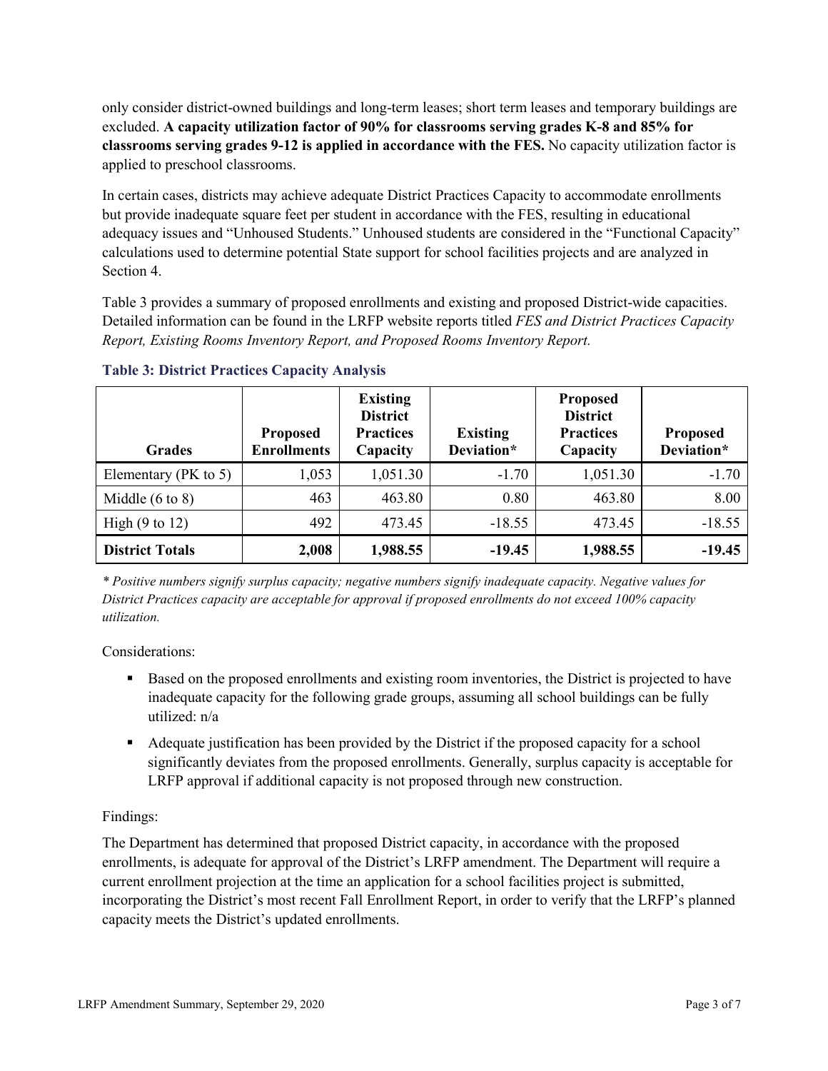only consider district-owned buildings and long-term leases; short term leases and temporary buildings are excluded. **A capacity utilization factor of 90% for classrooms serving grades K-8 and 85% for classrooms serving grades 9-12 is applied in accordance with the FES.** No capacity utilization factor is applied to preschool classrooms.

In certain cases, districts may achieve adequate District Practices Capacity to accommodate enrollments but provide inadequate square feet per student in accordance with the FES, resulting in educational adequacy issues and "Unhoused Students." Unhoused students are considered in the "Functional Capacity" calculations used to determine potential State support for school facilities projects and are analyzed in Section 4.

Table 3 provides a summary of proposed enrollments and existing and proposed District-wide capacities. Detailed information can be found in the LRFP website reports titled *FES and District Practices Capacity Report, Existing Rooms Inventory Report, and Proposed Rooms Inventory Report.*

### Table 3: District Practices Capacity Analysis

| Grades | Proposed Enrollments | Existing District Practices Capacity | Existing Deviation* | Proposed District Practices Capacity | Proposed Deviation* |
|---|---|---|---|---|---|
| Elementary (PK to 5) | 1,053 | 1,051.30 | -1.70 | 1,051.30 | -1.70 |
| Middle (6 to 8) | 463 | 463.80 | 0.80 | 463.80 | 8.00 |
| High (9 to 12) | 492 | 473.45 | -18.55 | 473.45 | -18.55 |
| **District Totals** | **2,008** | **1,988.55** | **-19.45** | **1,988.55** | **-19.45** |

*\* Positive numbers signify surplus capacity; negative numbers signify inadequate capacity. Negative values for District Practices capacity are acceptable for approval if proposed enrollments do not exceed 100% capacity utilization.*

Considerations:

- Based on the proposed enrollments and existing room inventories, the District is projected to have inadequate capacity for the following grade groups, assuming all school buildings can be fully utilized: n/a
- Adequate justification has been provided by the District if the proposed capacity for a school significantly deviates from the proposed enrollments. Generally, surplus capacity is acceptable for LRFP approval if additional capacity is not proposed through new construction.

Findings:

The Department has determined that proposed District capacity, in accordance with the proposed enrollments, is adequate for approval of the District's LRFP amendment. The Department will require a current enrollment projection at the time an application for a school facilities project is submitted, incorporating the District's most recent Fall Enrollment Report, in order to verify that the LRFP's planned capacity meets the District's updated enrollments.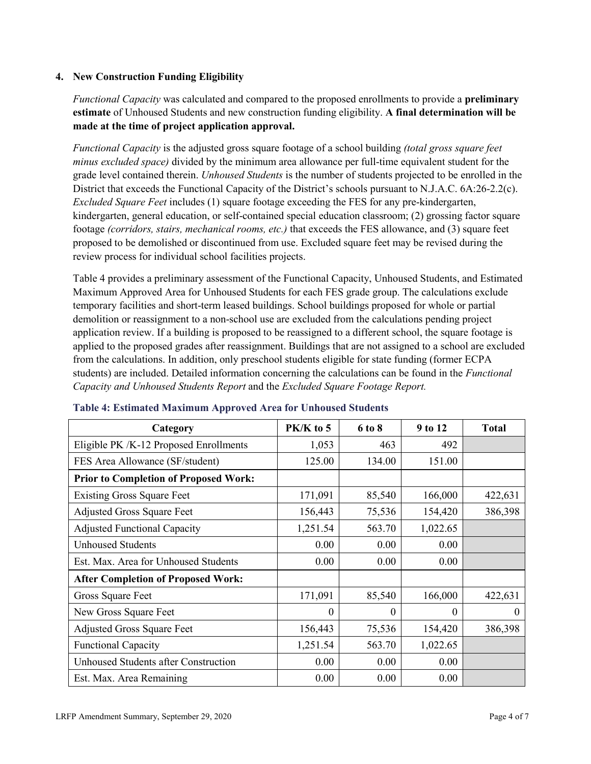### 4. New Construction Funding Eligibility

*Functional Capacity* was calculated and compared to the proposed enrollments to provide a **preliminary estimate** of Unhoused Students and new construction funding eligibility. **A final determination will be made at the time of project application approval.**

*Functional Capacity* is the adjusted gross square footage of a school building *(total gross square feet minus excluded space)* divided by the minimum area allowance per full-time equivalent student for the grade level contained therein. *Unhoused Students* is the number of students projected to be enrolled in the District that exceeds the Functional Capacity of the District's schools pursuant to N.J.A.C. 6A:26-2.2(c). *Excluded Square Feet* includes (1) square footage exceeding the FES for any pre-kindergarten, kindergarten, general education, or self-contained special education classroom; (2) grossing factor square footage *(corridors, stairs, mechanical rooms, etc.)* that exceeds the FES allowance, and (3) square feet proposed to be demolished or discontinued from use. Excluded square feet may be revised during the review process for individual school facilities projects.

Table 4 provides a preliminary assessment of the Functional Capacity, Unhoused Students, and Estimated Maximum Approved Area for Unhoused Students for each FES grade group. The calculations exclude temporary facilities and short-term leased buildings. School buildings proposed for whole or partial demolition or reassignment to a non-school use are excluded from the calculations pending project application review. If a building is proposed to be reassigned to a different school, the square footage is applied to the proposed grades after reassignment. Buildings that are not assigned to a school are excluded from the calculations. In addition, only preschool students eligible for state funding (former ECPA students) are included. Detailed information concerning the calculations can be found in the *Functional Capacity and Unhoused Students Report* and the *Excluded Square Footage Report.*

**Table 4: Estimated Maximum Approved Area for Unhoused Students**

| Category | PK/K to 5 | 6 to 8 | 9 to 12 | Total |
|---|---|---|---|---|
| Eligible PK /K-12 Proposed Enrollments | 1,053 | 463 | 492 | |
| FES Area Allowance (SF/student) | 125.00 | 134.00 | 151.00 | |
| **Prior to Completion of Proposed Work:** | | | | |
| Existing Gross Square Feet | 171,091 | 85,540 | 166,000 | 422,631 |
| Adjusted Gross Square Feet | 156,443 | 75,536 | 154,420 | 386,398 |
| Adjusted Functional Capacity | 1,251.54 | 563.70 | 1,022.65 | |
| Unhoused Students | 0.00 | 0.00 | 0.00 | |
| Est. Max. Area for Unhoused Students | 0.00 | 0.00 | 0.00 | |
| **After Completion of Proposed Work:** | | | | |
| Gross Square Feet | 171,091 | 85,540 | 166,000 | 422,631 |
| New Gross Square Feet | 0 | 0 | 0 | 0 |
| Adjusted Gross Square Feet | 156,443 | 75,536 | 154,420 | 386,398 |
| Functional Capacity | 1,251.54 | 563.70 | 1,022.65 | |
| Unhoused Students after Construction | 0.00 | 0.00 | 0.00 | |
| Est. Max. Area Remaining | 0.00 | 0.00 | 0.00 | |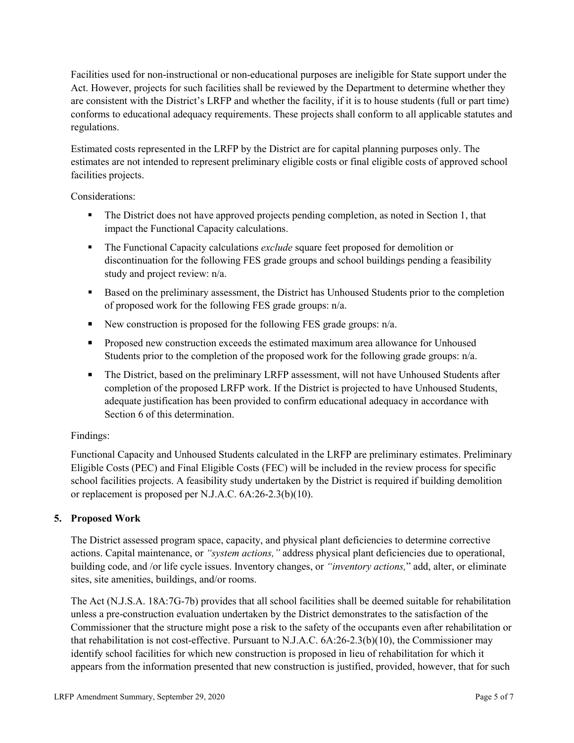Facilities used for non-instructional or non-educational purposes are ineligible for State support under the Act. However, projects for such facilities shall be reviewed by the Department to determine whether they are consistent with the District's LRFP and whether the facility, if it is to house students (full or part time) conforms to educational adequacy requirements. These projects shall conform to all applicable statutes and regulations.

Estimated costs represented in the LRFP by the District are for capital planning purposes only. The estimates are not intended to represent preliminary eligible costs or final eligible costs of approved school facilities projects.

Considerations:

- The District does not have approved projects pending completion, as noted in Section 1, that impact the Functional Capacity calculations.
- The Functional Capacity calculations *exclude* square feet proposed for demolition or discontinuation for the following FES grade groups and school buildings pending a feasibility study and project review: n/a.
- Based on the preliminary assessment, the District has Unhoused Students prior to the completion of proposed work for the following FES grade groups: n/a.
- New construction is proposed for the following FES grade groups: n/a.
- Proposed new construction exceeds the estimated maximum area allowance for Unhoused Students prior to the completion of the proposed work for the following grade groups: n/a.
- The District, based on the preliminary LRFP assessment, will not have Unhoused Students after completion of the proposed LRFP work. If the District is projected to have Unhoused Students, adequate justification has been provided to confirm educational adequacy in accordance with Section 6 of this determination.

Findings:

Functional Capacity and Unhoused Students calculated in the LRFP are preliminary estimates. Preliminary Eligible Costs (PEC) and Final Eligible Costs (FEC) will be included in the review process for specific school facilities projects. A feasibility study undertaken by the District is required if building demolition or replacement is proposed per N.J.A.C. 6A:26-2.3(b)(10).

## 5. Proposed Work

The District assessed program space, capacity, and physical plant deficiencies to determine corrective actions. Capital maintenance, or *"system actions,"* address physical plant deficiencies due to operational, building code, and /or life cycle issues. Inventory changes, or *"inventory actions,"* add, alter, or eliminate sites, site amenities, buildings, and/or rooms.

The Act (N.J.S.A. 18A:7G-7b) provides that all school facilities shall be deemed suitable for rehabilitation unless a pre-construction evaluation undertaken by the District demonstrates to the satisfaction of the Commissioner that the structure might pose a risk to the safety of the occupants even after rehabilitation or that rehabilitation is not cost-effective. Pursuant to N.J.A.C. 6A:26-2.3(b)(10), the Commissioner may identify school facilities for which new construction is proposed in lieu of rehabilitation for which it appears from the information presented that new construction is justified, provided, however, that for such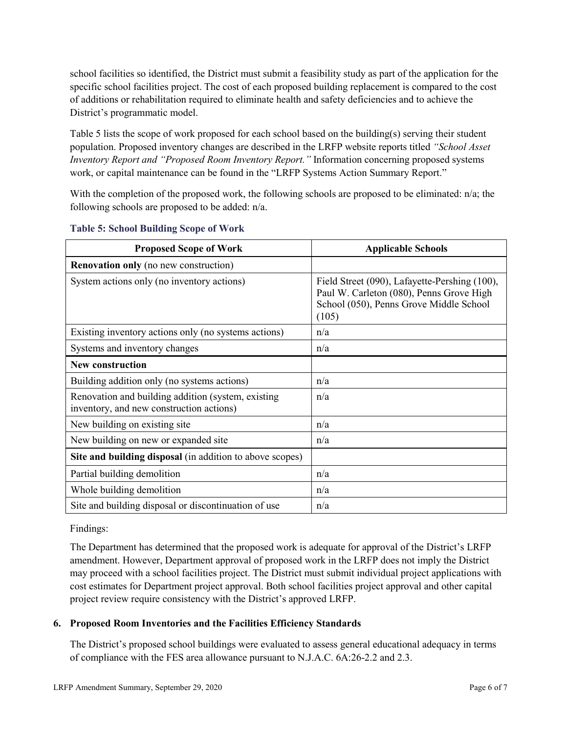school facilities so identified, the District must submit a feasibility study as part of the application for the specific school facilities project. The cost of each proposed building replacement is compared to the cost of additions or rehabilitation required to eliminate health and safety deficiencies and to achieve the District's programmatic model.

Table 5 lists the scope of work proposed for each school based on the building(s) serving their student population. Proposed inventory changes are described in the LRFP website reports titled *"School Asset Inventory Report and "Proposed Room Inventory Report."* Information concerning proposed systems work, or capital maintenance can be found in the "LRFP Systems Action Summary Report."

With the completion of the proposed work, the following schools are proposed to be eliminated: n/a; the following schools are proposed to be added: n/a.

**Table 5: School Building Scope of Work**

| Proposed Scope of Work | Applicable Schools |
|---|---|
| **Renovation only** (no new construction) | |
| System actions only (no inventory actions) | Field Street (090), Lafayette-Pershing (100), Paul W. Carleton (080), Penns Grove High School (050), Penns Grove Middle School (105) |
| Existing inventory actions only (no systems actions) | n/a |
| Systems and inventory changes | n/a |
| **New construction** | |
| Building addition only (no systems actions) | n/a |
| Renovation and building addition (system, existing inventory, and new construction actions) | n/a |
| New building on existing site | n/a |
| New building on new or expanded site | n/a |
| **Site and building disposal** (in addition to above scopes) | |
| Partial building demolition | n/a |
| Whole building demolition | n/a |
| Site and building disposal or discontinuation of use | n/a |

Findings:

The Department has determined that the proposed work is adequate for approval of the District's LRFP amendment. However, Department approval of proposed work in the LRFP does not imply the District may proceed with a school facilities project. The District must submit individual project applications with cost estimates for Department project approval. Both school facilities project approval and other capital project review require consistency with the District's approved LRFP.

### 6. Proposed Room Inventories and the Facilities Efficiency Standards

The District's proposed school buildings were evaluated to assess general educational adequacy in terms of compliance with the FES area allowance pursuant to N.J.A.C. 6A:26-2.2 and 2.3.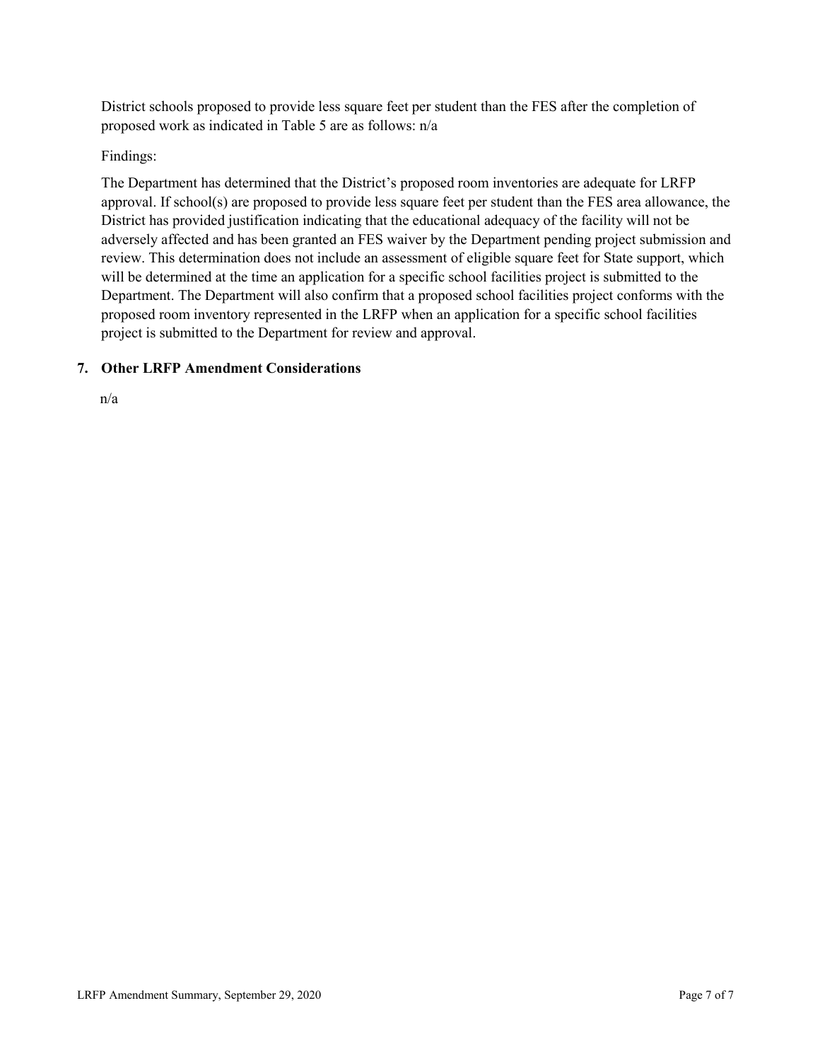District schools proposed to provide less square feet per student than the FES after the completion of proposed work as indicated in Table 5 are as follows: n/a

Findings:

The Department has determined that the District's proposed room inventories are adequate for LRFP approval. If school(s) are proposed to provide less square feet per student than the FES area allowance, the District has provided justification indicating that the educational adequacy of the facility will not be adversely affected and has been granted an FES waiver by the Department pending project submission and review. This determination does not include an assessment of eligible square feet for State support, which will be determined at the time an application for a specific school facilities project is submitted to the Department. The Department will also confirm that a proposed school facilities project conforms with the proposed room inventory represented in the LRFP when an application for a specific school facilities project is submitted to the Department for review and approval.

## 7. Other LRFP Amendment Considerations

n/a